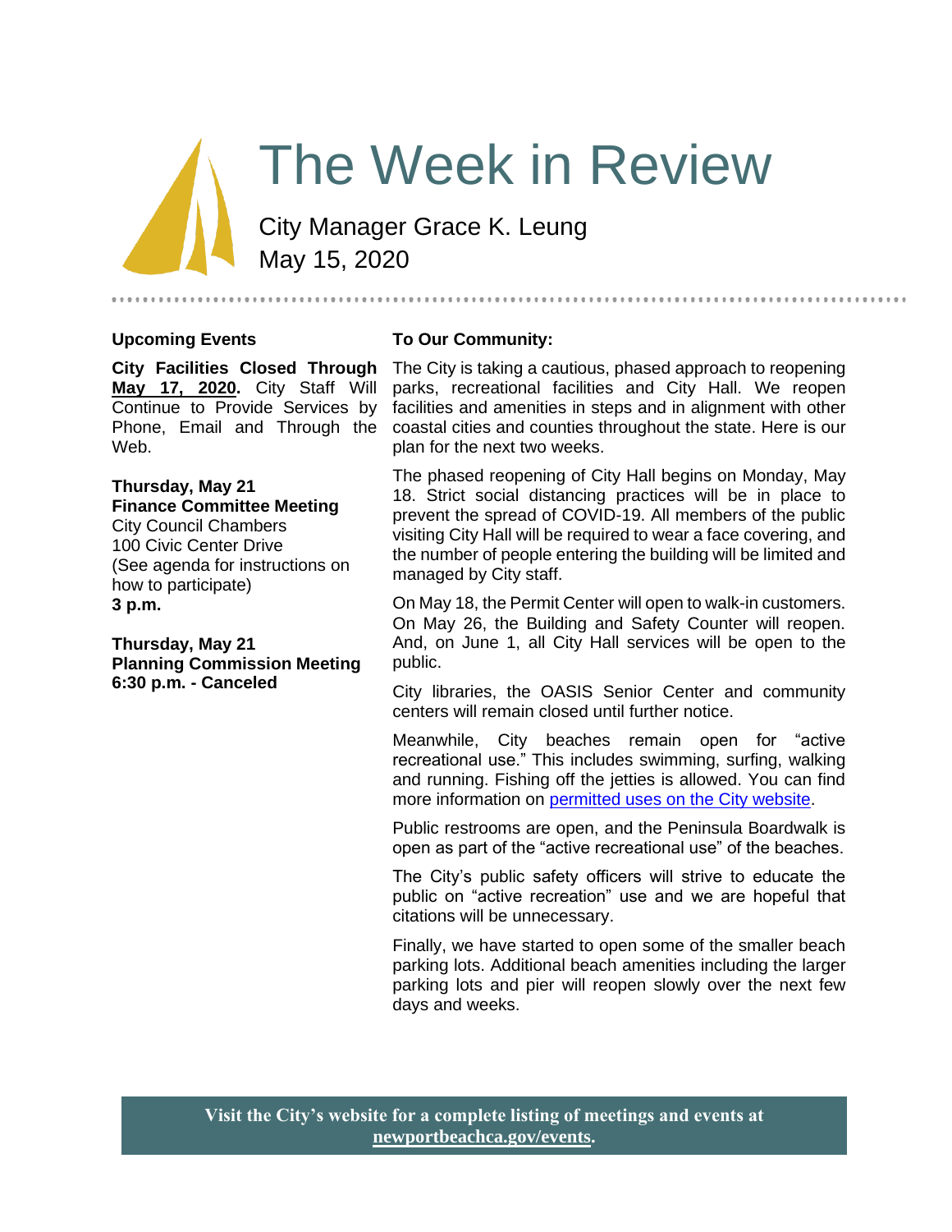# The Week in Review

City Manager Grace K. Leung
May 15, 2020

## Upcoming Events

**City Facilities Closed Through May 17, 2020.** City Staff Will Continue to Provide Services by Phone, Email and Through the Web.

**Thursday, May 21**
**Finance Committee Meeting**
City Council Chambers
100 Civic Center Drive
(See agenda for instructions on how to participate)
**3 p.m.**

**Thursday, May 21**
**Planning Commission Meeting**
**6:30 p.m. - Canceled**

## To Our Community:

The City is taking a cautious, phased approach to reopening parks, recreational facilities and City Hall. We reopen facilities and amenities in steps and in alignment with other coastal cities and counties throughout the state. Here is our plan for the next two weeks.

The phased reopening of City Hall begins on Monday, May 18. Strict social distancing practices will be in place to prevent the spread of COVID-19. All members of the public visiting City Hall will be required to wear a face covering, and the number of people entering the building will be limited and managed by City staff.

On May 18, the Permit Center will open to walk-in customers. On May 26, the Building and Safety Counter will reopen. And, on June 1, all City Hall services will be open to the public.

City libraries, the OASIS Senior Center and community centers will remain closed until further notice.

Meanwhile, City beaches remain open for "active recreational use." This includes swimming, surfing, walking and running. Fishing off the jetties is allowed. You can find more information on permitted uses on the City website.

Public restrooms are open, and the Peninsula Boardwalk is open as part of the "active recreational use" of the beaches.

The City's public safety officers will strive to educate the public on "active recreation" use and we are hopeful that citations will be unnecessary.

Finally, we have started to open some of the smaller beach parking lots. Additional beach amenities including the larger parking lots and pier will reopen slowly over the next few days and weeks.

**Visit the City's website for a complete listing of meetings and events at newportbeachca.gov/events.**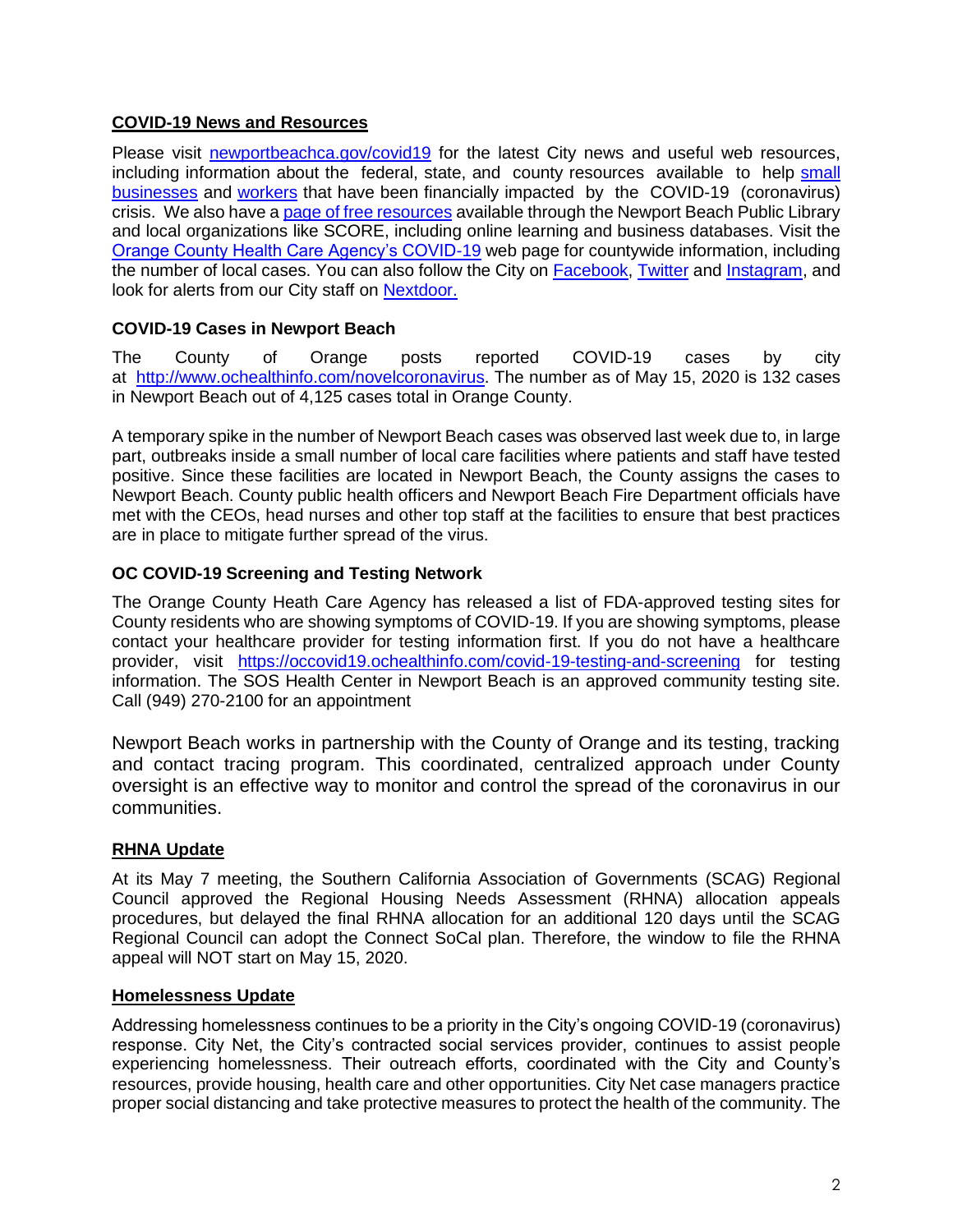## COVID-19 News and Resources

Please visit newportbeachca.gov/covid19 for the latest City news and useful web resources, including information about the federal, state, and county resources available to help small businesses and workers that have been financially impacted by the COVID-19 (coronavirus) crisis. We also have a page of free resources available through the Newport Beach Public Library and local organizations like SCORE, including online learning and business databases. Visit the Orange County Health Care Agency's COVID-19 web page for countywide information, including the number of local cases. You can also follow the City on Facebook, Twitter and Instagram, and look for alerts from our City staff on Nextdoor.

### COVID-19 Cases in Newport Beach

The County of Orange posts reported COVID-19 cases by city at http://www.ochealthinfo.com/novelcoronavirus. The number as of May 15, 2020 is 132 cases in Newport Beach out of 4,125 cases total in Orange County.

A temporary spike in the number of Newport Beach cases was observed last week due to, in large part, outbreaks inside a small number of local care facilities where patients and staff have tested positive. Since these facilities are located in Newport Beach, the County assigns the cases to Newport Beach. County public health officers and Newport Beach Fire Department officials have met with the CEOs, head nurses and other top staff at the facilities to ensure that best practices are in place to mitigate further spread of the virus.

### OC COVID-19 Screening and Testing Network

The Orange County Heath Care Agency has released a list of FDA-approved testing sites for County residents who are showing symptoms of COVID-19. If you are showing symptoms, please contact your healthcare provider for testing information first. If you do not have a healthcare provider, visit https://occovid19.ochealthinfo.com/covid-19-testing-and-screening for testing information. The SOS Health Center in Newport Beach is an approved community testing site. Call (949) 270-2100 for an appointment

Newport Beach works in partnership with the County of Orange and its testing, tracking and contact tracing program. This coordinated, centralized approach under County oversight is an effective way to monitor and control the spread of the coronavirus in our communities.

## RHNA Update

At its May 7 meeting, the Southern California Association of Governments (SCAG) Regional Council approved the Regional Housing Needs Assessment (RHNA) allocation appeals procedures, but delayed the final RHNA allocation for an additional 120 days until the SCAG Regional Council can adopt the Connect SoCal plan. Therefore, the window to file the RHNA appeal will NOT start on May 15, 2020.

## Homelessness Update

Addressing homelessness continues to be a priority in the City's ongoing COVID-19 (coronavirus) response. City Net, the City's contracted social services provider, continues to assist people experiencing homelessness. Their outreach efforts, coordinated with the City and County's resources, provide housing, health care and other opportunities. City Net case managers practice proper social distancing and take protective measures to protect the health of the community. The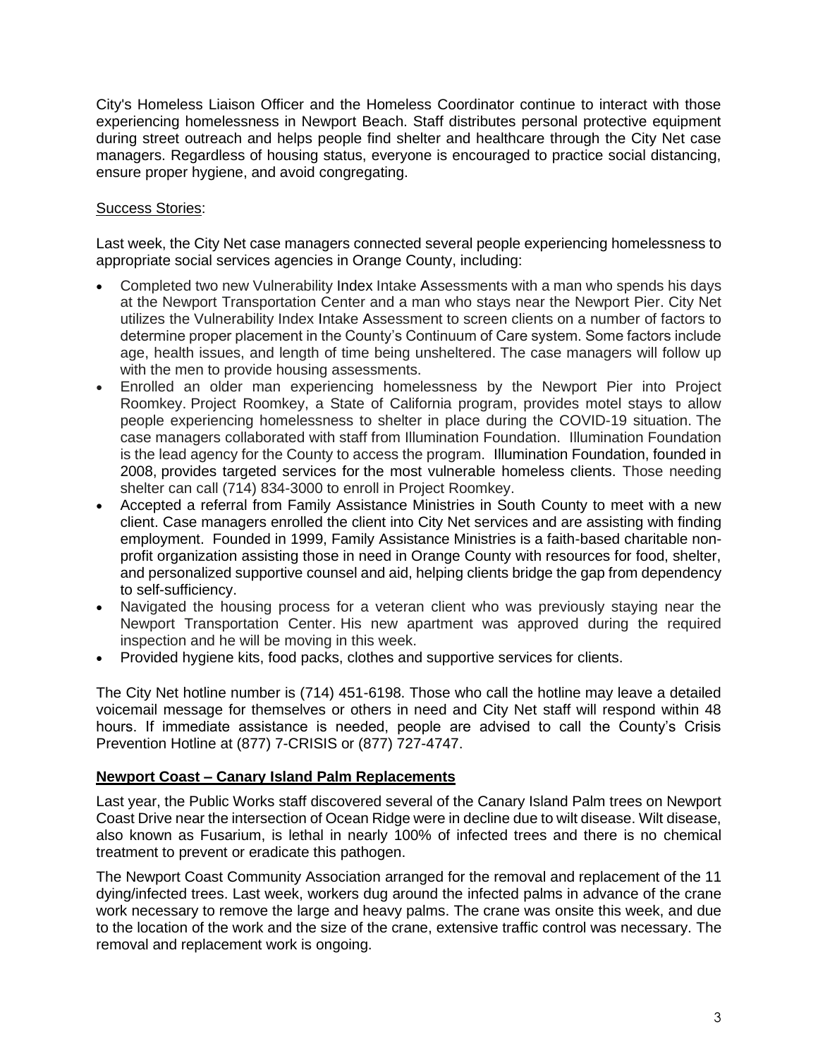City's Homeless Liaison Officer and the Homeless Coordinator continue to interact with those experiencing homelessness in Newport Beach. Staff distributes personal protective equipment during street outreach and helps people find shelter and healthcare through the City Net case managers. Regardless of housing status, everyone is encouraged to practice social distancing, ensure proper hygiene, and avoid congregating.

<u>Success Stories</u>:

Last week, the City Net case managers connected several people experiencing homelessness to appropriate social services agencies in Orange County, including:

- Completed two new Vulnerability Index Intake Assessments with a man who spends his days at the Newport Transportation Center and a man who stays near the Newport Pier. City Net utilizes the Vulnerability Index Intake Assessment to screen clients on a number of factors to determine proper placement in the County's Continuum of Care system. Some factors include age, health issues, and length of time being unsheltered. The case managers will follow up with the men to provide housing assessments.
- Enrolled an older man experiencing homelessness by the Newport Pier into Project Roomkey. Project Roomkey, a State of California program, provides motel stays to allow people experiencing homelessness to shelter in place during the COVID-19 situation. The case managers collaborated with staff from Illumination Foundation. Illumination Foundation is the lead agency for the County to access the program. Illumination Foundation, founded in 2008, provides targeted services for the most vulnerable homeless clients. Those needing shelter can call (714) 834-3000 to enroll in Project Roomkey.
- Accepted a referral from Family Assistance Ministries in South County to meet with a new client. Case managers enrolled the client into City Net services and are assisting with finding employment. Founded in 1999, Family Assistance Ministries is a faith-based charitable non-profit organization assisting those in need in Orange County with resources for food, shelter, and personalized supportive counsel and aid, helping clients bridge the gap from dependency to self-sufficiency.
- Navigated the housing process for a veteran client who was previously staying near the Newport Transportation Center. His new apartment was approved during the required inspection and he will be moving in this week.
- Provided hygiene kits, food packs, clothes and supportive services for clients.

The City Net hotline number is (714) 451-6198. Those who call the hotline may leave a detailed voicemail message for themselves or others in need and City Net staff will respond within 48 hours. If immediate assistance is needed, people are advised to call the County's Crisis Prevention Hotline at (877) 7-CRISIS or (877) 727-4747.

**<u>Newport Coast – Canary Island Palm Replacements</u>**

Last year, the Public Works staff discovered several of the Canary Island Palm trees on Newport Coast Drive near the intersection of Ocean Ridge were in decline due to wilt disease. Wilt disease, also known as Fusarium, is lethal in nearly 100% of infected trees and there is no chemical treatment to prevent or eradicate this pathogen.

The Newport Coast Community Association arranged for the removal and replacement of the 11 dying/infected trees. Last week, workers dug around the infected palms in advance of the crane work necessary to remove the large and heavy palms. The crane was onsite this week, and due to the location of the work and the size of the crane, extensive traffic control was necessary. The removal and replacement work is ongoing.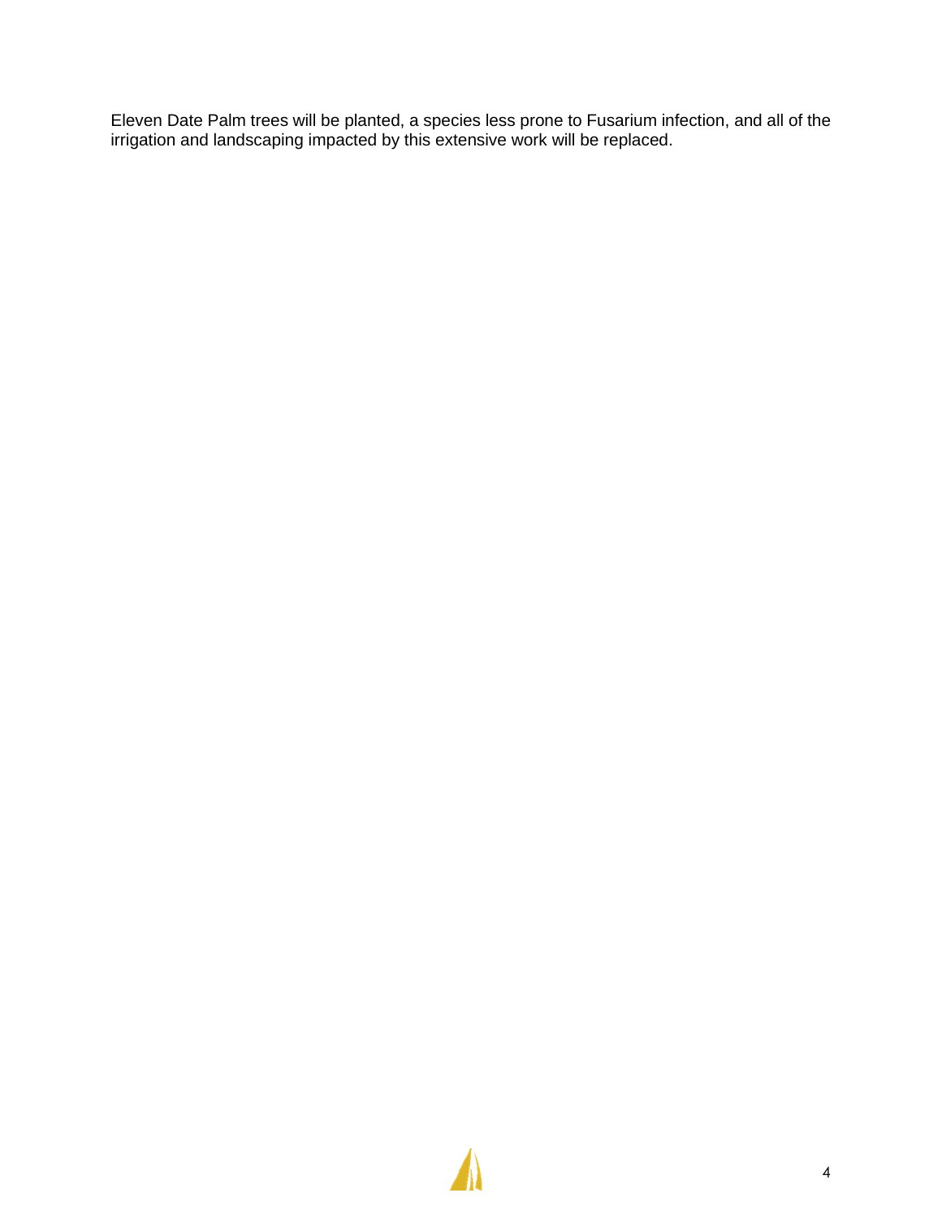Eleven Date Palm trees will be planted, a species less prone to Fusarium infection, and all of the irrigation and landscaping impacted by this extensive work will be replaced.